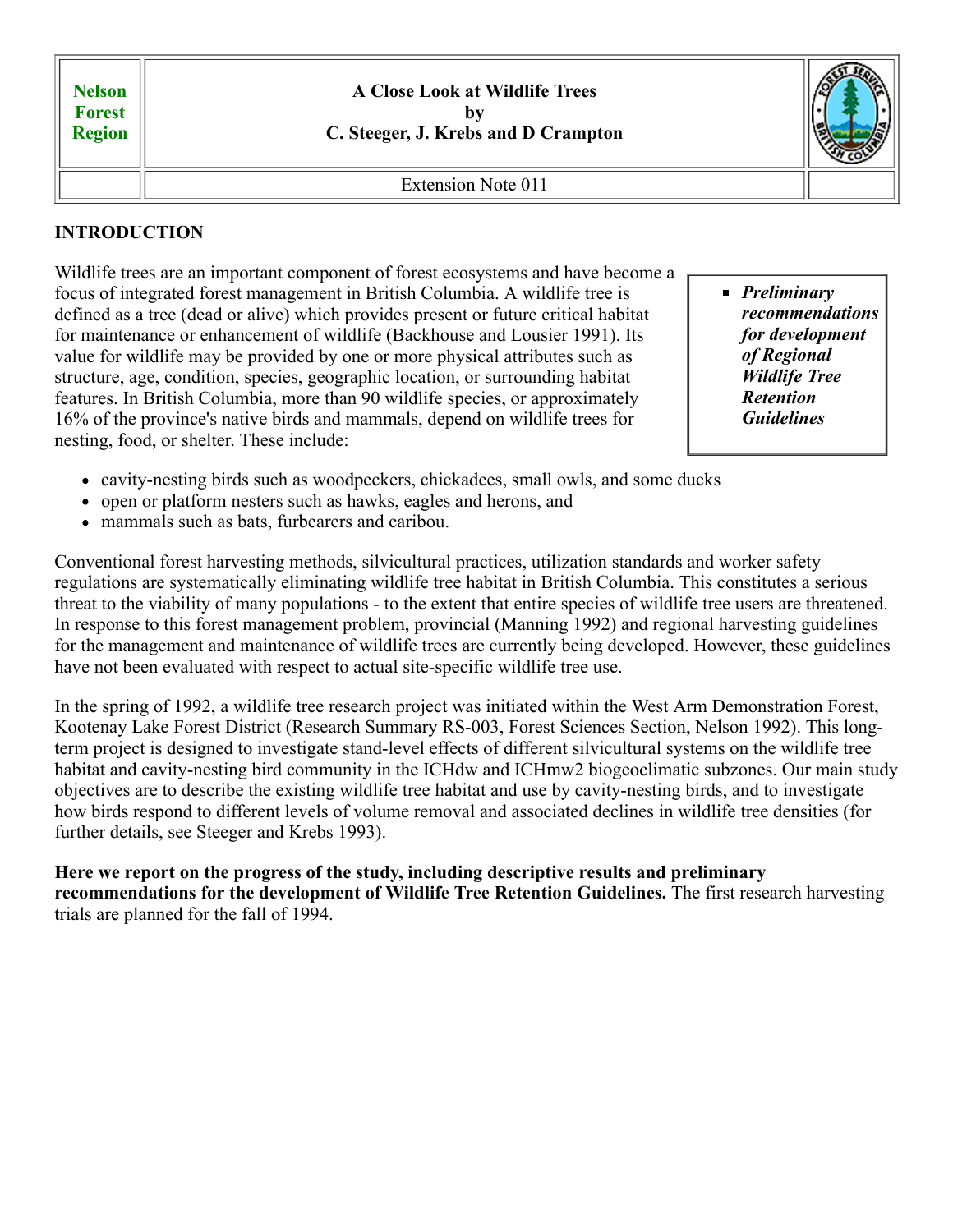Nelson Forest Region

# A Close Look at Wildlife Trees
by
C. Steeger, J. Krebs and D Crampton

Extension Note 011

## INTRODUCTION

- ***Preliminary recommendations for development of Regional Wildlife Tree Retention Guidelines***

Wildlife trees are an important component of forest ecosystems and have become a focus of integrated forest management in British Columbia. A wildlife tree is defined as a tree (dead or alive) which provides present or future critical habitat for maintenance or enhancement of wildlife (Backhouse and Lousier 1991). Its value for wildlife may be provided by one or more physical attributes such as structure, age, condition, species, geographic location, or surrounding habitat features. In British Columbia, more than 90 wildlife species, or approximately 16% of the province's native birds and mammals, depend on wildlife trees for nesting, food, or shelter. These include:

- cavity-nesting birds such as woodpeckers, chickadees, small owls, and some ducks
- open or platform nesters such as hawks, eagles and herons, and
- mammals such as bats, furbearers and caribou.

Conventional forest harvesting methods, silvicultural practices, utilization standards and worker safety regulations are systematically eliminating wildlife tree habitat in British Columbia. This constitutes a serious threat to the viability of many populations - to the extent that entire species of wildlife tree users are threatened. In response to this forest management problem, provincial (Manning 1992) and regional harvesting guidelines for the management and maintenance of wildlife trees are currently being developed. However, these guidelines have not been evaluated with respect to actual site-specific wildlife tree use.

In the spring of 1992, a wildlife tree research project was initiated within the West Arm Demonstration Forest, Kootenay Lake Forest District (Research Summary RS-003, Forest Sciences Section, Nelson 1992). This long-term project is designed to investigate stand-level effects of different silvicultural systems on the wildlife tree habitat and cavity-nesting bird community in the ICHdw and ICHmw2 biogeoclimatic subzones. Our main study objectives are to describe the existing wildlife tree habitat and use by cavity-nesting birds, and to investigate how birds respond to different levels of volume removal and associated declines in wildlife tree densities (for further details, see Steeger and Krebs 1993).

**Here we report on the progress of the study, including descriptive results and preliminary recommendations for the development of Wildlife Tree Retention Guidelines.** The first research harvesting trials are planned for the fall of 1994.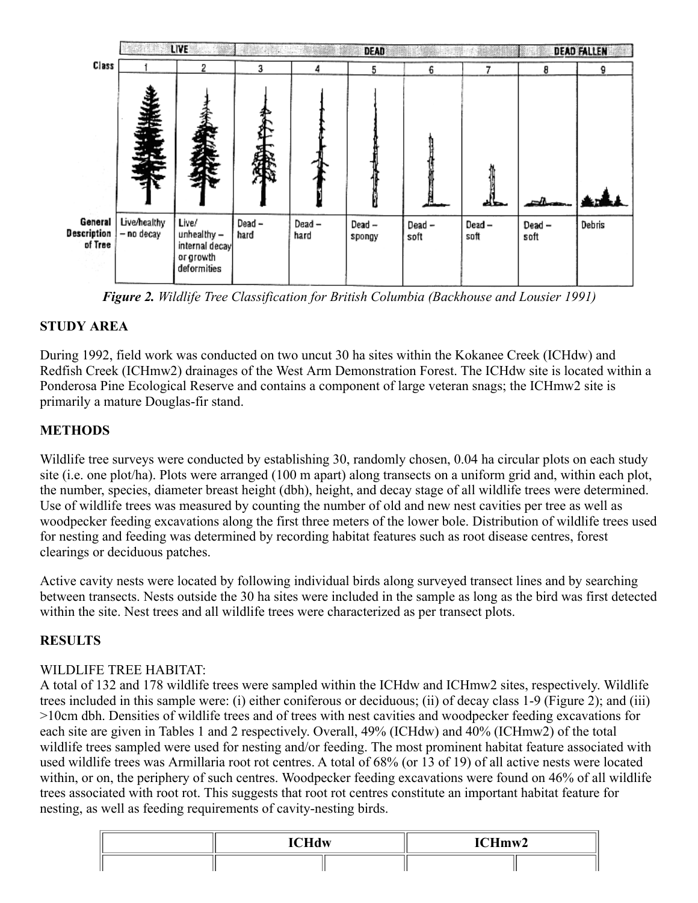| | LIVE | | DEAD | | | | | DEAD FALLEN | |
|---|---|---|---|---|---|---|---|---|---|
| Class | 1 | 2 | 3 | 4 | 5 | 6 | 7 | 8 | 9 |
| General Description of Tree | Live/healthy – no decay | Live/ unhealthy – internal decay or growth deformities | Dead – hard | Dead – hard | Dead – spongy | Dead – soft | Dead – soft | Dead – soft | Debris |

***Figure 2.*** *Wildlife Tree Classification for British Columbia (Backhouse and Lousier 1991)*

## STUDY AREA

During 1992, field work was conducted on two uncut 30 ha sites within the Kokanee Creek (ICHdw) and Redfish Creek (ICHmw2) drainages of the West Arm Demonstration Forest. The ICHdw site is located within a Ponderosa Pine Ecological Reserve and contains a component of large veteran snags; the ICHmw2 site is primarily a mature Douglas-fir stand.

## METHODS

Wildlife tree surveys were conducted by establishing 30, randomly chosen, 0.04 ha circular plots on each study site (i.e. one plot/ha). Plots were arranged (100 m apart) along transects on a uniform grid and, within each plot, the number, species, diameter breast height (dbh), height, and decay stage of all wildlife trees were determined. Use of wildlife trees was measured by counting the number of old and new nest cavities per tree as well as woodpecker feeding excavations along the first three meters of the lower bole. Distribution of wildlife trees used for nesting and feeding was determined by recording habitat features such as root disease centres, forest clearings or deciduous patches.

Active cavity nests were located by following individual birds along surveyed transect lines and by searching between transects. Nests outside the 30 ha sites were included in the sample as long as the bird was first detected within the site. Nest trees and all wildlife trees were characterized as per transect plots.

## RESULTS

WILDLIFE TREE HABITAT:

A total of 132 and 178 wildlife trees were sampled within the ICHdw and ICHmw2 sites, respectively. Wildlife trees included in this sample were: (i) either coniferous or deciduous; (ii) of decay class 1-9 (Figure 2); and (iii) >10cm dbh. Densities of wildlife trees and of trees with nest cavities and woodpecker feeding excavations for each site are given in Tables 1 and 2 respectively. Overall, 49% (ICHdw) and 40% (ICHmw2) of the total wildlife trees sampled were used for nesting and/or feeding. The most prominent habitat feature associated with used wildlife trees was Armillaria root rot centres. A total of 68% (or 13 of 19) of all active nests were located within, or on, the periphery of such centres. Woodpecker feeding excavations were found on 46% of all wildlife trees associated with root rot. This suggests that root rot centres constitute an important habitat feature for nesting, as well as feeding requirements of cavity-nesting birds.

| | ICHdw | | ICHmw2 | |
|---|---|---|---|---|
| | | | | |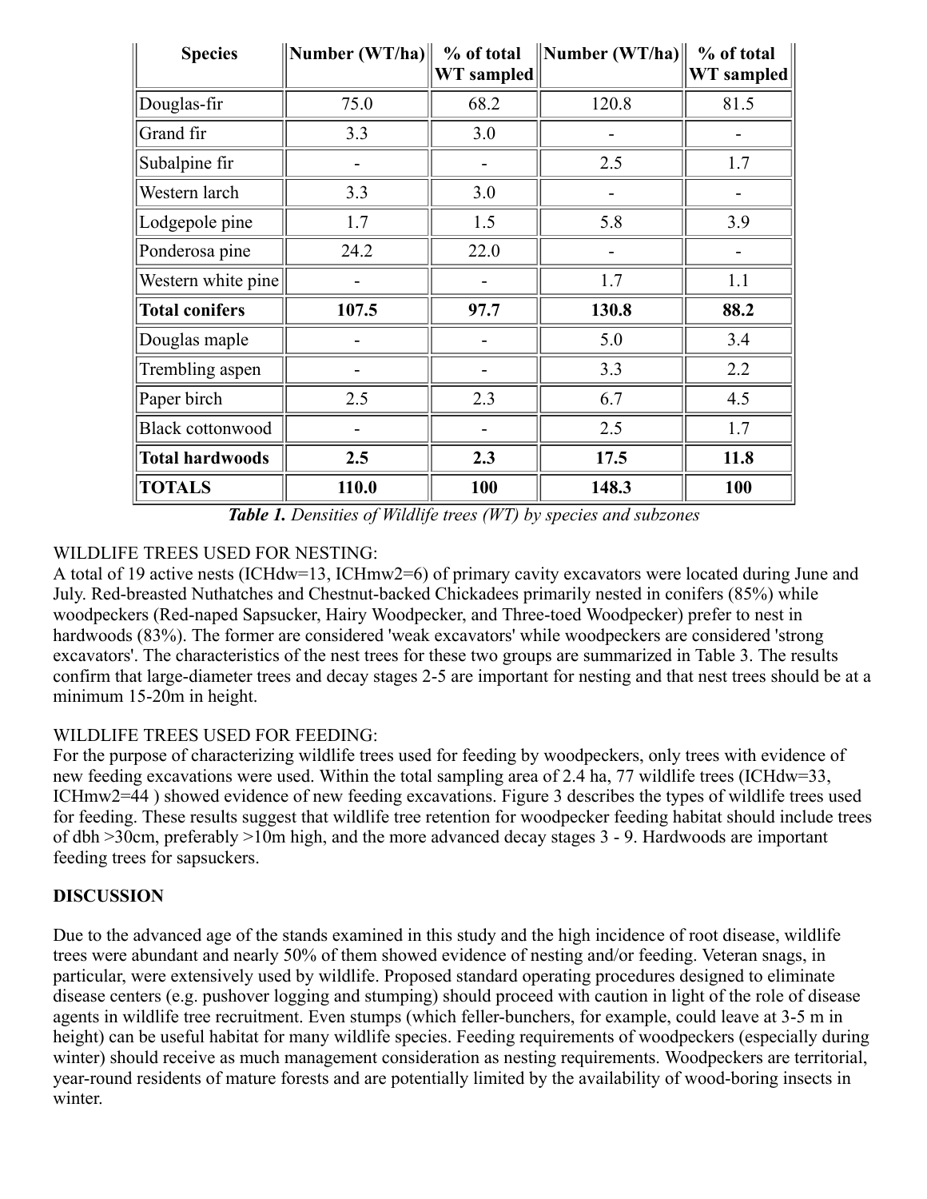| Species | Number (WT/ha) | % of total WT sampled | Number (WT/ha) | % of total WT sampled |
|---|---|---|---|---|
| Douglas-fir | 75.0 | 68.2 | 120.8 | 81.5 |
| Grand fir | 3.3 | 3.0 | - | - |
| Subalpine fir | - | - | 2.5 | 1.7 |
| Western larch | 3.3 | 3.0 | - | - |
| Lodgepole pine | 1.7 | 1.5 | 5.8 | 3.9 |
| Ponderosa pine | 24.2 | 22.0 | - | - |
| Western white pine | - | - | 1.7 | 1.1 |
| **Total conifers** | **107.5** | **97.7** | **130.8** | **88.2** |
| Douglas maple | - | - | 5.0 | 3.4 |
| Trembling aspen | - | - | 3.3 | 2.2 |
| Paper birch | 2.5 | 2.3 | 6.7 | 4.5 |
| Black cottonwood | - | - | 2.5 | 1.7 |
| **Total hardwoods** | **2.5** | **2.3** | **17.5** | **11.8** |
| **TOTALS** | **110.0** | **100** | **148.3** | **100** |

***Table 1.*** *Densities of Wildlife trees (WT) by species and subzones*

WILDLIFE TREES USED FOR NESTING:
A total of 19 active nests (ICHdw=13, ICHmw2=6) of primary cavity excavators were located during June and July. Red-breasted Nuthatches and Chestnut-backed Chickadees primarily nested in conifers (85%) while woodpeckers (Red-naped Sapsucker, Hairy Woodpecker, and Three-toed Woodpecker) prefer to nest in hardwoods (83%). The former are considered 'weak excavators' while woodpeckers are considered 'strong excavators'. The characteristics of the nest trees for these two groups are summarized in Table 3. The results confirm that large-diameter trees and decay stages 2-5 are important for nesting and that nest trees should be at a minimum 15-20m in height.

WILDLIFE TREES USED FOR FEEDING:
For the purpose of characterizing wildlife trees used for feeding by woodpeckers, only trees with evidence of new feeding excavations were used. Within the total sampling area of 2.4 ha, 77 wildlife trees (ICHdw=33, ICHmw2=44 ) showed evidence of new feeding excavations. Figure 3 describes the types of wildlife trees used for feeding. These results suggest that wildlife tree retention for woodpecker feeding habitat should include trees of dbh >30cm, preferably >10m high, and the more advanced decay stages 3 - 9. Hardwoods are important feeding trees for sapsuckers.

## DISCUSSION

Due to the advanced age of the stands examined in this study and the high incidence of root disease, wildlife trees were abundant and nearly 50% of them showed evidence of nesting and/or feeding. Veteran snags, in particular, were extensively used by wildlife. Proposed standard operating procedures designed to eliminate disease centers (e.g. pushover logging and stumping) should proceed with caution in light of the role of disease agents in wildlife tree recruitment. Even stumps (which feller-bunchers, for example, could leave at 3-5 m in height) can be useful habitat for many wildlife species. Feeding requirements of woodpeckers (especially during winter) should receive as much management consideration as nesting requirements. Woodpeckers are territorial, year-round residents of mature forests and are potentially limited by the availability of wood-boring insects in winter.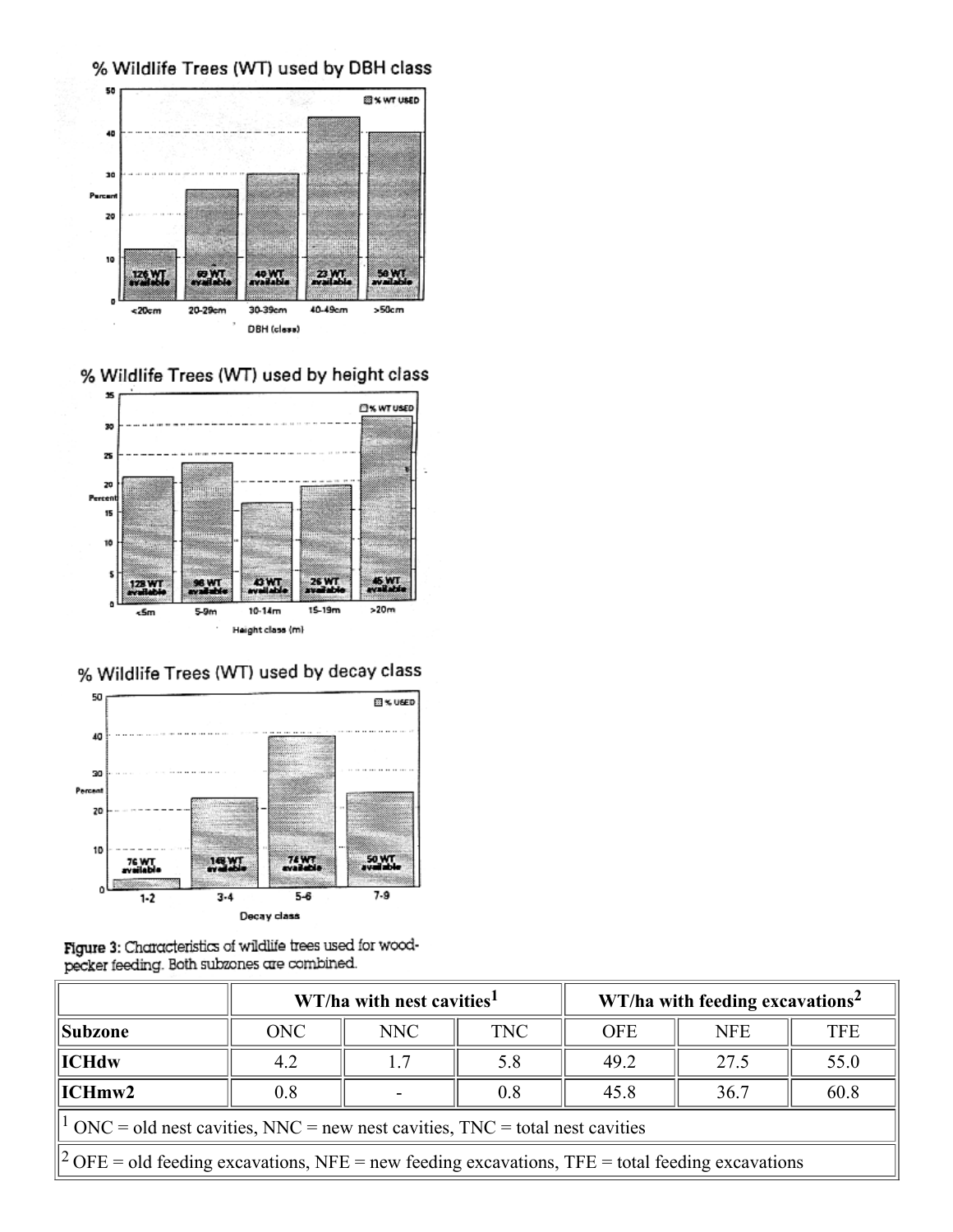Figure 3: Characteristics of wildlife trees used for woodpecker feeding. Both subzones are combined.

| | WT/ha with nest cavities[1] | | | WT/ha with feeding excavations[2] | | |
|---|---|---|---|---|---|---|
| **Subzone** | ONC | NNC | TNC | OFE | NFE | TFE |
| **ICHdw** | 4.2 | 1.7 | 5.8 | 49.2 | 27.5 | 55.0 |
| **ICHmw2** | 0.8 | - | 0.8 | 45.8 | 36.7 | 60.8 |

[1] ONC = old nest cavities, NNC = new nest cavities, TNC = total nest cavities

[2] OFE = old feeding excavations, NFE = new feeding excavations, TFE = total feeding excavations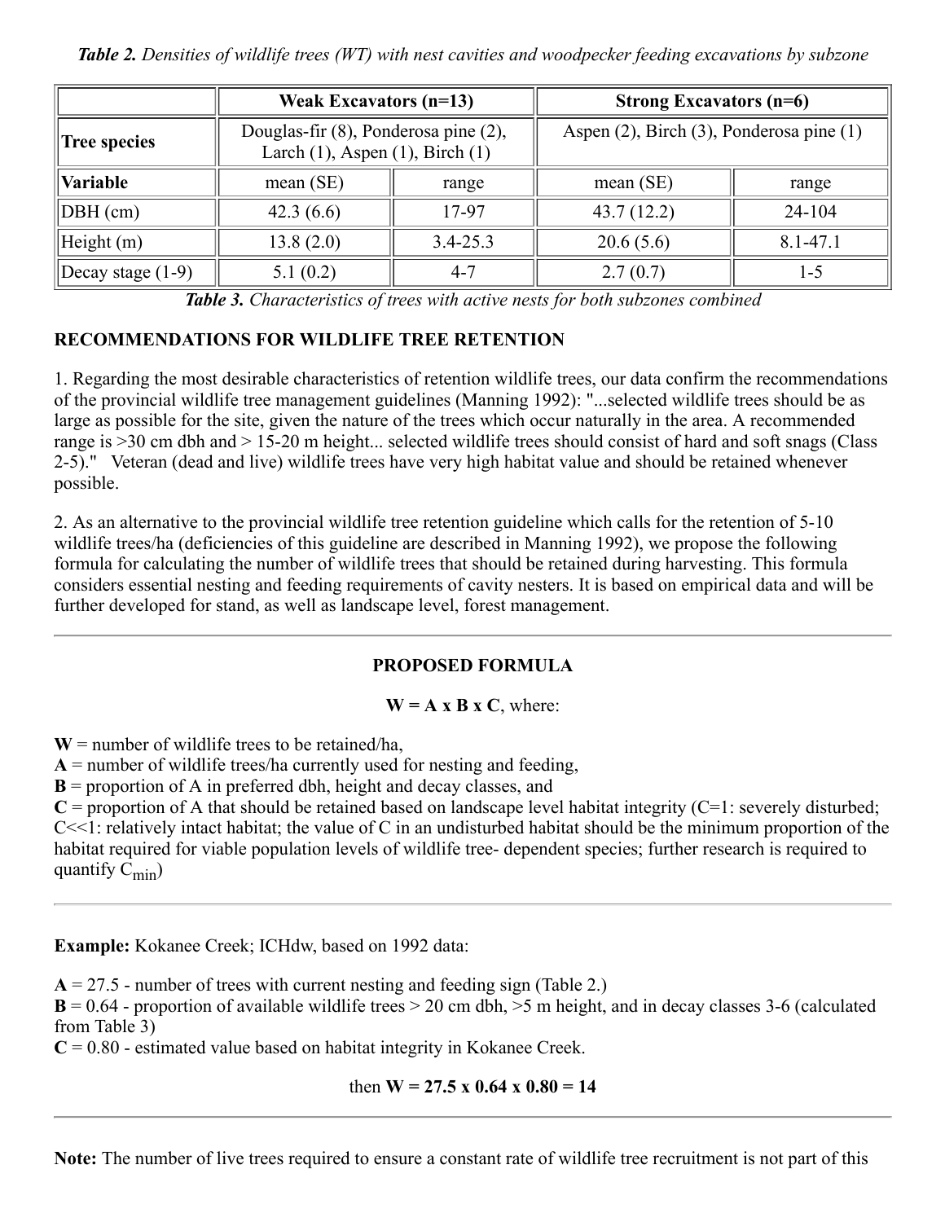*Table 2. Densities of wildlife trees (WT) with nest cavities and woodpecker feeding excavations by subzone*

| | Weak Excavators (n=13) | | Strong Excavators (n=6) | |
|---|---|---|---|---|
| **Tree species** | Douglas-fir (8), Ponderosa pine (2), Larch (1), Aspen (1), Birch (1) | | Aspen (2), Birch (3), Ponderosa pine (1) | |
| **Variable** | mean (SE) | range | mean (SE) | range |
| DBH (cm) | 42.3 (6.6) | 17-97 | 43.7 (12.2) | 24-104 |
| Height (m) | 13.8 (2.0) | 3.4-25.3 | 20.6 (5.6) | 8.1-47.1 |
| Decay stage (1-9) | 5.1 (0.2) | 4-7 | 2.7 (0.7) | 1-5 |

***Table 3.*** *Characteristics of trees with active nests for both subzones combined*

## RECOMMENDATIONS FOR WILDLIFE TREE RETENTION

1. Regarding the most desirable characteristics of retention wildlife trees, our data confirm the recommendations of the provincial wildlife tree management guidelines (Manning 1992): "...selected wildlife trees should be as large as possible for the site, given the nature of the trees which occur naturally in the area. A recommended range is >30 cm dbh and > 15-20 m height... selected wildlife trees should consist of hard and soft snags (Class 2-5)." Veteran (dead and live) wildlife trees have very high habitat value and should be retained whenever possible.

2. As an alternative to the provincial wildlife tree retention guideline which calls for the retention of 5-10 wildlife trees/ha (deficiencies of this guideline are described in Manning 1992), we propose the following formula for calculating the number of wildlife trees that should be retained during harvesting. This formula considers essential nesting and feeding requirements of cavity nesters. It is based on empirical data and will be further developed for stand, as well as landscape level, forest management.

---

**PROPOSED FORMULA**

**W = A x B x C**, where:

**W** = number of wildlife trees to be retained/ha,
**A** = number of wildlife trees/ha currently used for nesting and feeding,
**B** = proportion of A in preferred dbh, height and decay classes, and
**C** = proportion of A that should be retained based on landscape level habitat integrity (C=1: severely disturbed; C<<1: relatively intact habitat; the value of C in an undisturbed habitat should be the minimum proportion of the habitat required for viable population levels of wildlife tree- dependent species; further research is required to quantify $C_{min}$)

---

**Example:** Kokanee Creek; ICHdw, based on 1992 data:

**A** = 27.5 - number of trees with current nesting and feeding sign (Table 2.)
**B** = 0.64 - proportion of available wildlife trees > 20 cm dbh, >5 m height, and in decay classes 3-6 (calculated from Table 3)
**C** = 0.80 - estimated value based on habitat integrity in Kokanee Creek.

then **W = 27.5 x 0.64 x 0.80 = 14**

---

**Note:** The number of live trees required to ensure a constant rate of wildlife tree recruitment is not part of this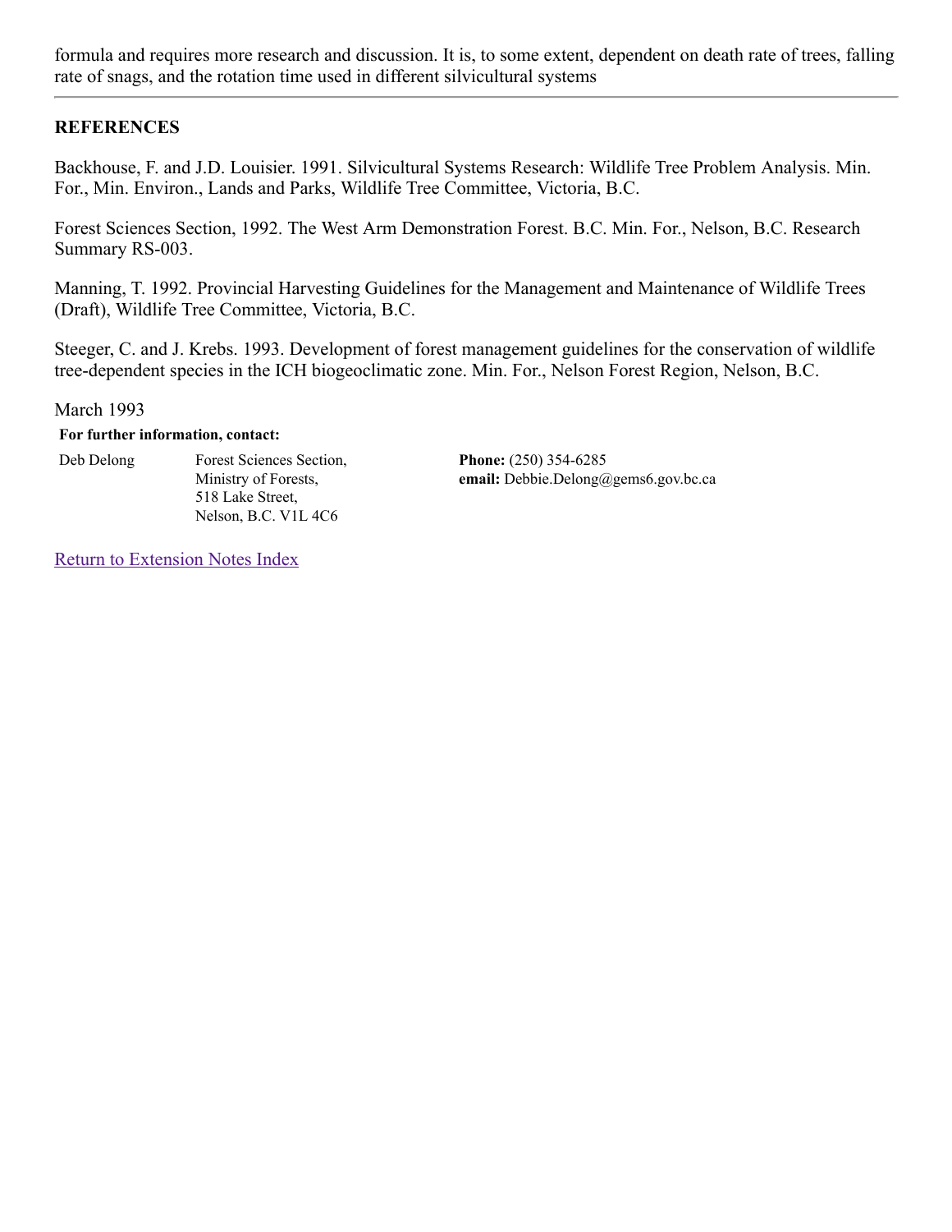formula and requires more research and discussion. It is, to some extent, dependent on death rate of trees, falling rate of snags, and the rotation time used in different silvicultural systems

---

## REFERENCES

Backhouse, F. and J.D. Louisier. 1991. Silvicultural Systems Research: Wildlife Tree Problem Analysis. Min. For., Min. Environ., Lands and Parks, Wildlife Tree Committee, Victoria, B.C.

Forest Sciences Section, 1992. The West Arm Demonstration Forest. B.C. Min. For., Nelson, B.C. Research Summary RS-003.

Manning, T. 1992. Provincial Harvesting Guidelines for the Management and Maintenance of Wildlife Trees (Draft), Wildlife Tree Committee, Victoria, B.C.

Steeger, C. and J. Krebs. 1993. Development of forest management guidelines for the conservation of wildlife tree-dependent species in the ICH biogeoclimatic zone. Min. For., Nelson Forest Region, Nelson, B.C.

March 1993

**For further information, contact:**

| | | |
|---|---|---|
| Deb Delong | Forest Sciences Section,<br>Ministry of Forests,<br>518 Lake Street,<br>Nelson, B.C. V1L 4C6 | **Phone:** (250) 354-6285<br>**email:** Debbie.Delong@gems6.gov.bc.ca |

Return to Extension Notes Index